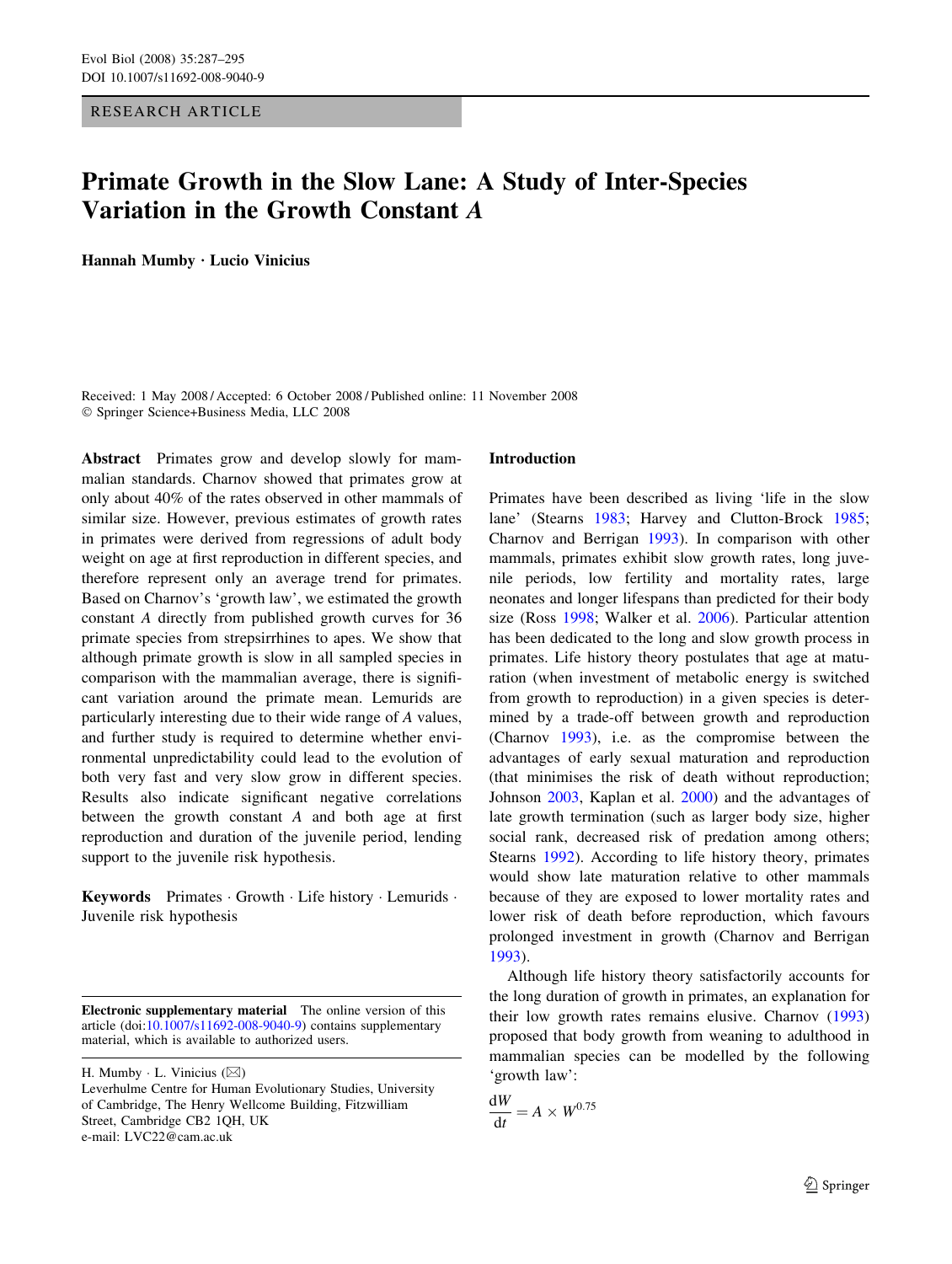RESEARCH ARTICLE

# Primate Growth in the Slow Lane: A Study of Inter-Species Variation in the Growth Constant *A*

**Hannah Mumby · Lucio Vinicius**

Received: 1 May 2008 / Accepted: 6 October 2008 / Published online: 11 November 2008
© Springer Science+Business Media, LLC 2008

**Abstract** Primates grow and develop slowly for mammalian standards. Charnov showed that primates grow at only about 40% of the rates observed in other mammals of similar size. However, previous estimates of growth rates in primates were derived from regressions of adult body weight on age at first reproduction in different species, and therefore represent only an average trend for primates. Based on Charnov's 'growth law', we estimated the growth constant *A* directly from published growth curves for 36 primate species from strepsirrhines to apes. We show that although primate growth is slow in all sampled species in comparison with the mammalian average, there is significant variation around the primate mean. Lemurids are particularly interesting due to their wide range of *A* values, and further study is required to determine whether environmental unpredictability could lead to the evolution of both very fast and very slow grow in different species. Results also indicate significant negative correlations between the growth constant *A* and both age at first reproduction and duration of the juvenile period, lending support to the juvenile risk hypothesis.

**Keywords** Primates · Growth · Life history · Lemurids · Juvenile risk hypothesis

**Electronic supplementary material** The online version of this article (doi:10.1007/s11692-008-9040-9) contains supplementary material, which is available to authorized users.

H. Mumby · L. Vinicius (✉)
Leverhulme Centre for Human Evolutionary Studies, University of Cambridge, The Henry Wellcome Building, Fitzwilliam Street, Cambridge CB2 1QH, UK
e-mail: LVC22@cam.ac.uk

## Introduction

Primates have been described as living 'life in the slow lane' (Stearns 1983; Harvey and Clutton-Brock 1985; Charnov and Berrigan 1993). In comparison with other mammals, primates exhibit slow growth rates, long juvenile periods, low fertility and mortality rates, large neonates and longer lifespans than predicted for their body size (Ross 1998; Walker et al. 2006). Particular attention has been dedicated to the long and slow growth process in primates. Life history theory postulates that age at maturation (when investment of metabolic energy is switched from growth to reproduction) in a given species is determined by a trade-off between growth and reproduction (Charnov 1993), i.e. as the compromise between the advantages of early sexual maturation and reproduction (that minimises the risk of death without reproduction; Johnson 2003, Kaplan et al. 2000) and the advantages of late growth termination (such as larger body size, higher social rank, decreased risk of predation among others; Stearns 1992). According to life history theory, primates would show late maturation relative to other mammals because of they are exposed to lower mortality rates and lower risk of death before reproduction, which favours prolonged investment in growth (Charnov and Berrigan 1993).

Although life history theory satisfactorily accounts for the long duration of growth in primates, an explanation for their low growth rates remains elusive. Charnov (1993) proposed that body growth from weaning to adulthood in mammalian species can be modelled by the following 'growth law':

$$\frac{dW}{dt} = A \times W^{0.75}$$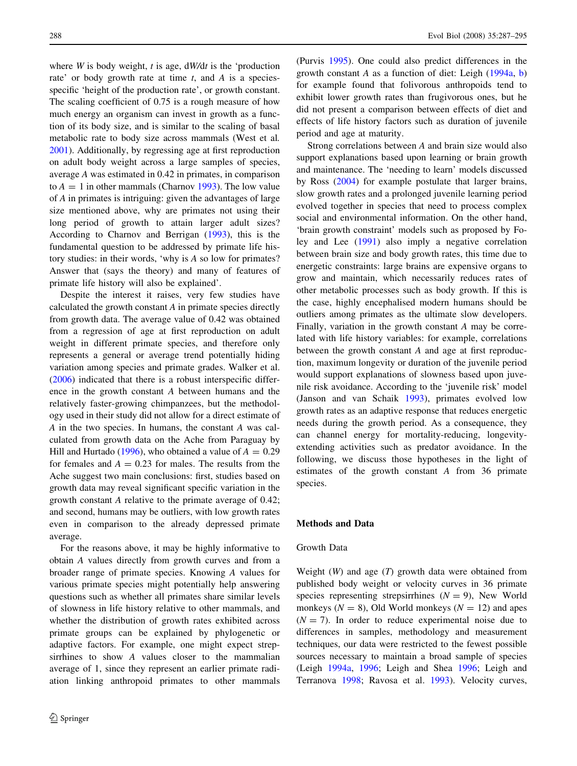where $W$ is body weight, $t$ is age, $dW/dt$ is the 'production rate' or body growth rate at time $t$, and $A$ is a species-specific 'height of the production rate', or growth constant. The scaling coefficient of 0.75 is a rough measure of how much energy an organism can invest in growth as a function of its body size, and is similar to the scaling of basal metabolic rate to body size across mammals (West et al. 2001). Additionally, by regressing age at first reproduction on adult body weight across a large samples of species, average $A$ was estimated in 0.42 in primates, in comparison to $A = 1$ in other mammals (Charnov 1993). The low value of $A$ in primates is intriguing: given the advantages of large size mentioned above, why are primates not using their long period of growth to attain larger adult sizes? According to Charnov and Berrigan (1993), this is the fundamental question to be addressed by primate life history studies: in their words, 'why is $A$ so low for primates? Answer that (says the theory) and many of features of primate life history will also be explained'.

Despite the interest it raises, very few studies have calculated the growth constant $A$ in primate species directly from growth data. The average value of 0.42 was obtained from a regression of age at first reproduction on adult weight in different primate species, and therefore only represents a general or average trend potentially hiding variation among species and primate grades. Walker et al. (2006) indicated that there is a robust interspecific difference in the growth constant $A$ between humans and the relatively faster-growing chimpanzees, but the methodology used in their study did not allow for a direct estimate of $A$ in the two species. In humans, the constant $A$ was calculated from growth data on the Ache from Paraguay by Hill and Hurtado (1996), who obtained a value of $A = 0.29$ for females and $A = 0.23$ for males. The results from the Ache suggest two main conclusions: first, studies based on growth data may reveal significant specific variation in the growth constant $A$ relative to the primate average of 0.42; and second, humans may be outliers, with low growth rates even in comparison to the already depressed primate average.

For the reasons above, it may be highly informative to obtain $A$ values directly from growth curves and from a broader range of primate species. Knowing $A$ values for various primate species might potentially help answering questions such as whether all primates share similar levels of slowness in life history relative to other mammals, and whether the distribution of growth rates exhibited across primate groups can be explained by phylogenetic or adaptive factors. For example, one might expect strepsirrhines to show $A$ values closer to the mammalian average of 1, since they represent an earlier primate radiation linking anthropoid primates to other mammals (Purvis 1995). One could also predict differences in the growth constant $A$ as a function of diet: Leigh (1994a, b) for example found that folivorous anthropoids tend to exhibit lower growth rates than frugivorous ones, but he did not present a comparison between effects of diet and effects of life history factors such as duration of juvenile period and age at maturity.

Strong correlations between $A$ and brain size would also support explanations based upon learning or brain growth and maintenance. The 'needing to learn' models discussed by Ross (2004) for example postulate that larger brains, slow growth rates and a prolonged juvenile learning period evolved together in species that need to process complex social and environmental information. On the other hand, 'brain growth constraint' models such as proposed by Foley and Lee (1991) also imply a negative correlation between brain size and body growth rates, this time due to energetic constraints: large brains are expensive organs to grow and maintain, which necessarily reduces rates of other metabolic processes such as body growth. If this is the case, highly encephalised modern humans should be outliers among primates as the ultimate slow developers. Finally, variation in the growth constant $A$ may be correlated with life history variables: for example, correlations between the growth constant $A$ and age at first reproduction, maximum longevity or duration of the juvenile period would support explanations of slowness based upon juvenile risk avoidance. According to the 'juvenile risk' model (Janson and van Schaik 1993), primates evolved low growth rates as an adaptive response that reduces energetic needs during the growth period. As a consequence, they can channel energy for mortality-reducing, longevity-extending activities such as predator avoidance. In the following, we discuss those hypotheses in the light of estimates of the growth constant $A$ from 36 primate species.

## Methods and Data

### Growth Data

Weight ($W$) and age ($T$) growth data were obtained from published body weight or velocity curves in 36 primate species representing strepsirrhines ($N = 9$), New World monkeys ($N = 8$), Old World monkeys ($N = 12$) and apes ($N = 7$). In order to reduce experimental noise due to differences in samples, methodology and measurement techniques, our data were restricted to the fewest possible sources necessary to maintain a broad sample of species (Leigh 1994a, 1996; Leigh and Shea 1996; Leigh and Terranova 1998; Ravosa et al. 1993). Velocity curves,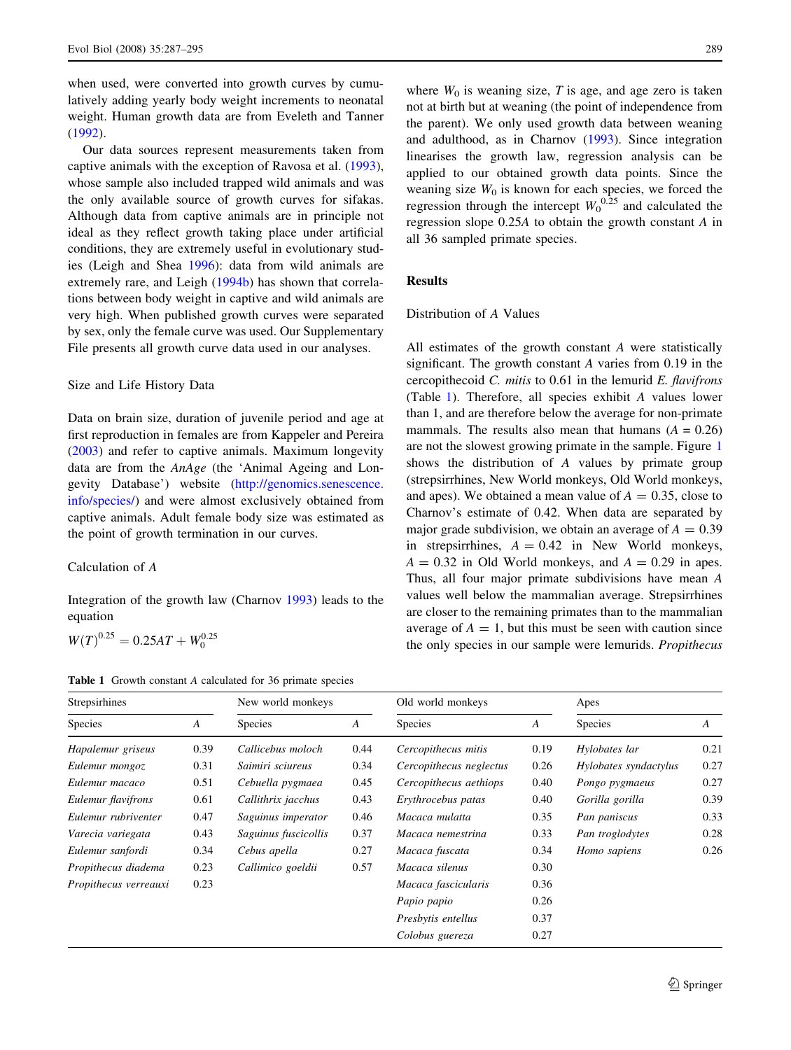when used, were converted into growth curves by cumulatively adding yearly body weight increments to neonatal weight. Human growth data are from Eveleth and Tanner (1992).

Our data sources represent measurements taken from captive animals with the exception of Ravosa et al. (1993), whose sample also included trapped wild animals and was the only available source of growth curves for sifakas. Although data from captive animals are in principle not ideal as they reflect growth taking place under artificial conditions, they are extremely useful in evolutionary studies (Leigh and Shea 1996): data from wild animals are extremely rare, and Leigh (1994b) has shown that correlations between body weight in captive and wild animals are very high. When published growth curves were separated by sex, only the female curve was used. Our Supplementary File presents all growth curve data used in our analyses.

### Size and Life History Data

Data on brain size, duration of juvenile period and age at first reproduction in females are from Kappeler and Pereira (2003) and refer to captive animals. Maximum longevity data are from the *AnAge* (the 'Animal Ageing and Longevity Database') website (http://genomics.senescence.info/species/) and were almost exclusively obtained from captive animals. Adult female body size was estimated as the point of growth termination in our curves.

### Calculation of *A*

Integration of the growth law (Charnov 1993) leads to the equation

$$W(T)^{0.25} = 0.25AT + W_0^{0.25}$$

where $W_0$ is weaning size, $T$ is age, and age zero is taken not at birth but at weaning (the point of independence from the parent). We only used growth data between weaning and adulthood, as in Charnov (1993). Since integration linearises the growth law, regression analysis can be applied to our obtained growth data points. Since the weaning size $W_0$ is known for each species, we forced the regression through the intercept $W_0^{0.25}$ and calculated the regression slope $0.25A$ to obtain the growth constant $A$ in all 36 sampled primate species.

## Results

### Distribution of *A* Values

All estimates of the growth constant $A$ were statistically significant. The growth constant $A$ varies from 0.19 in the cercopithecoid *C. mitis* to 0.61 in the lemurid *E. flavifrons* (Table 1). Therefore, all species exhibit $A$ values lower than 1, and are therefore below the average for non-primate mammals. The results also mean that humans ($A = 0.26$) are not the slowest growing primate in the sample. Figure 1 shows the distribution of $A$ values by primate group (strepsirrhines, New World monkeys, Old World monkeys, and apes). We obtained a mean value of $A = 0.35$, close to Charnov's estimate of 0.42. When data are separated by major grade subdivision, we obtain an average of $A = 0.39$ in strepsirrhines, $A = 0.42$ in New World monkeys, $A = 0.32$ in Old World monkeys, and $A = 0.29$ in apes. Thus, all four major primate subdivisions have mean $A$ values well below the mammalian average. Strepsirrhines are closer to the remaining primates than to the mammalian average of $A = 1$, but this must be seen with caution since the only species in our sample were lemurids. *Propithecus*

**Table 1** Growth constant $A$ calculated for 36 primate species

| Strepsirhines | | New world monkeys | | Old world monkeys | | Apes | |
|---|---|---|---|---|---|---|---|
| Species | $A$ | Species | $A$ | Species | $A$ | Species | $A$ |
| *Hapalemur griseus* | 0.39 | *Callicebus moloch* | 0.44 | *Cercopithecus mitis* | 0.19 | *Hylobates lar* | 0.21 |
| *Eulemur mongoz* | 0.31 | *Saimiri sciureus* | 0.34 | *Cercopithecus neglectus* | 0.26 | *Hylobates syndactylus* | 0.27 |
| *Eulemur macaco* | 0.51 | *Cebuella pygmaea* | 0.45 | *Cercopithecus aethiops* | 0.40 | *Pongo pygmaeus* | 0.27 |
| *Eulemur flavifrons* | 0.61 | *Callithrix jacchus* | 0.43 | *Erythrocebus patas* | 0.40 | *Gorilla gorilla* | 0.39 |
| *Eulemur rubriventer* | 0.47 | *Saguinus imperator* | 0.46 | *Macaca mulatta* | 0.35 | *Pan paniscus* | 0.33 |
| *Varecia variegata* | 0.43 | *Saguinus fuscicollis* | 0.37 | *Macaca nemestrina* | 0.33 | *Pan troglodytes* | 0.28 |
| *Eulemur sanfordi* | 0.34 | *Cebus apella* | 0.27 | *Macaca fuscata* | 0.34 | *Homo sapiens* | 0.26 |
| *Propithecus diadema* | 0.23 | *Callimico goeldii* | 0.57 | *Macaca silenus* | 0.30 | | |
| *Propithecus verreauxi* | 0.23 | | | *Macaca fascicularis* | 0.36 | | |
| | | | | *Papio papio* | 0.26 | | |
| | | | | *Presbytis entellus* | 0.37 | | |
| | | | | *Colobus guereza* | 0.27 | | |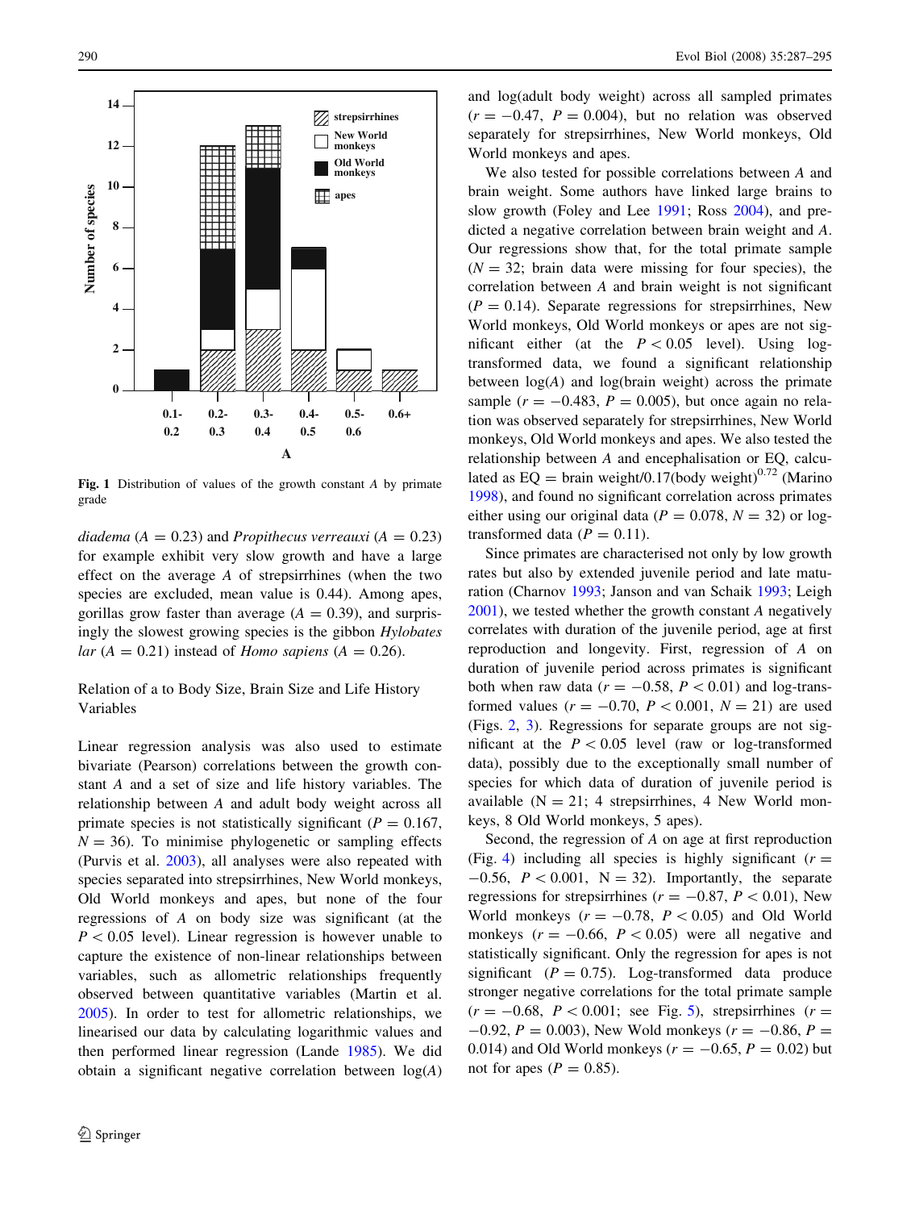Fig. 1 Distribution of values of the growth constant *A* by primate grade

*diadema* ($A = 0.23$) and *Propithecus verreauxi* ($A = 0.23$) for example exhibit very slow growth and have a large effect on the average *A* of strepsirrhines (when the two species are excluded, mean value is 0.44). Among apes, gorillas grow faster than average ($A = 0.39$), and surprisingly the slowest growing species is the gibbon *Hylobates lar* ($A = 0.21$) instead of *Homo sapiens* ($A = 0.26$).

## Relation of a to Body Size, Brain Size and Life History Variables

Linear regression analysis was also used to estimate bivariate (Pearson) correlations between the growth constant *A* and a set of size and life history variables. The relationship between *A* and adult body weight across all primate species is not statistically significant ($P = 0.167$, $N = 36$). To minimise phylogenetic or sampling effects (Purvis et al. 2003), all analyses were also repeated with species separated into strepsirrhines, New World monkeys, Old World monkeys and apes, but none of the four regressions of *A* on body size was significant (at the $P < 0.05$ level). Linear regression is however unable to capture the existence of non-linear relationships between variables, such as allometric relationships frequently observed between quantitative variables (Martin et al. 2005). In order to test for allometric relationships, we linearised our data by calculating logarithmic values and then performed linear regression (Lande 1985). We did obtain a significant negative correlation between log(*A*) and log(adult body weight) across all sampled primates ($r = -0.47$, $P = 0.004$), but no relation was observed separately for strepsirrhines, New World monkeys, Old World monkeys and apes.

We also tested for possible correlations between *A* and brain weight. Some authors have linked large brains to slow growth (Foley and Lee 1991; Ross 2004), and predicted a negative correlation between brain weight and *A*. Our regressions show that, for the total primate sample ($N = 32$; brain data were missing for four species), the correlation between *A* and brain weight is not significant ($P = 0.14$). Separate regressions for strepsirrhines, New World monkeys, Old World monkeys or apes are not significant either (at the $P < 0.05$ level). Using log-transformed data, we found a significant relationship between log(*A*) and log(brain weight) across the primate sample ($r = -0.483$, $P = 0.005$), but once again no relation was observed separately for strepsirrhines, New World monkeys, Old World monkeys and apes. We also tested the relationship between *A* and encephalisation or EQ, calculated as EQ = brain weight/0.17(body weight)$^{0.72}$ (Marino 1998), and found no significant correlation across primates either using our original data ($P = 0.078$, $N = 32$) or log-transformed data ($P = 0.11$).

Since primates are characterised not only by low growth rates but also by extended juvenile period and late maturation (Charnov 1993; Janson and van Schaik 1993; Leigh 2001), we tested whether the growth constant *A* negatively correlates with duration of the juvenile period, age at first reproduction and longevity. First, regression of *A* on duration of juvenile period across primates is significant both when raw data ($r = -0.58$, $P < 0.01$) and log-transformed values ($r = -0.70$, $P < 0.001$, $N = 21$) are used (Figs. 2, 3). Regressions for separate groups are not significant at the $P < 0.05$ level (raw or log-transformed data), possibly due to the exceptionally small number of species for which data of duration of juvenile period is available (N = 21; 4 strepsirrhines, 4 New World monkeys, 8 Old World monkeys, 5 apes).

Second, the regression of *A* on age at first reproduction (Fig. 4) including all species is highly significant ($r = -0.56$, $P < 0.001$, N = 32). Importantly, the separate regressions for strepsirrhines ($r = -0.87$, $P < 0.01$), New World monkeys ($r = -0.78$, $P < 0.05$) and Old World monkeys ($r = -0.66$, $P < 0.05$) were all negative and statistically significant. Only the regression for apes is not significant ($P = 0.75$). Log-transformed data produce stronger negative correlations for the total primate sample ($r = -0.68$, $P < 0.001$; see Fig. 5), strepsirrhines ($r = -0.92$, $P = 0.003$), New Wold monkeys ($r = -0.86$, $P = 0.014$) and Old World monkeys ($r = -0.65$, $P = 0.02$) but not for apes ($P = 0.85$).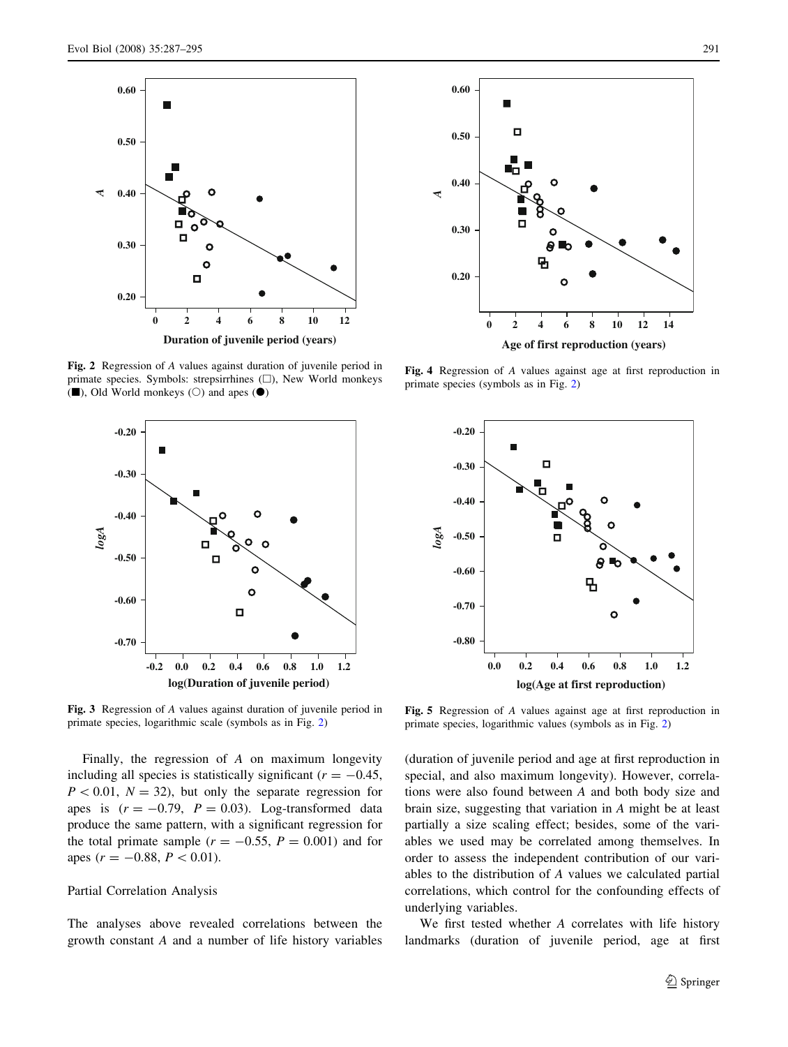Fig. 2 Regression of $A$ values against duration of juvenile period in primate species. Symbols: strepsirrhines (□), New World monkeys (■), Old World monkeys (○) and apes (●)

Fig. 3 Regression of $A$ values against duration of juvenile period in primate species, logarithmic scale (symbols as in Fig. 2)

Fig. 4 Regression of $A$ values against age at first reproduction in primate species (symbols as in Fig. 2)

Fig. 5 Regression of $A$ values against age at first reproduction in primate species, logarithmic values (symbols as in Fig. 2)

Finally, the regression of $A$ on maximum longevity including all species is statistically significant ($r = -0.45$, $P < 0.01$, $N = 32$), but only the separate regression for apes is ($r = -0.79$, $P = 0.03$). Log-transformed data produce the same pattern, with a significant regression for the total primate sample ($r = -0.55$, $P = 0.001$) and for apes ($r = -0.88$, $P < 0.01$).

### Partial Correlation Analysis

The analyses above revealed correlations between the growth constant $A$ and a number of life history variables (duration of juvenile period and age at first reproduction in special, and also maximum longevity). However, correlations were also found between $A$ and both body size and brain size, suggesting that variation in $A$ might be at least partially a size scaling effect; besides, some of the variables we used may be correlated among themselves. In order to assess the independent contribution of our variables to the distribution of $A$ values we calculated partial correlations, which control for the confounding effects of underlying variables.

We first tested whether $A$ correlates with life history landmarks (duration of juvenile period, age at first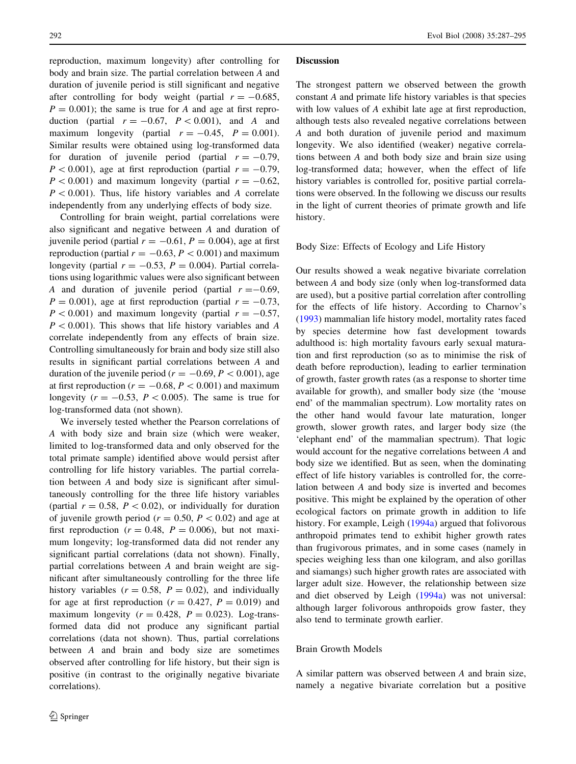reproduction, maximum longevity) after controlling for body and brain size. The partial correlation between $A$ and duration of juvenile period is still significant and negative after controlling for body weight (partial $r = -0.685$, $P = 0.001$); the same is true for $A$ and age at first reproduction (partial $r = -0.67$, $P < 0.001$), and $A$ and maximum longevity (partial $r = -0.45$, $P = 0.001$). Similar results were obtained using log-transformed data for duration of juvenile period (partial $r = -0.79$, $P < 0.001$), age at first reproduction (partial $r = -0.79$, $P < 0.001$) and maximum longevity (partial $r = -0.62$, $P < 0.001$). Thus, life history variables and $A$ correlate independently from any underlying effects of body size.

Controlling for brain weight, partial correlations were also significant and negative between $A$ and duration of juvenile period (partial $r = -0.61$, $P = 0.004$), age at first reproduction (partial $r = -0.63$, $P < 0.001$) and maximum longevity (partial $r = -0.53$, $P = 0.004$). Partial correlations using logarithmic values were also significant between $A$ and duration of juvenile period (partial $r = -0.69$, $P = 0.001$), age at first reproduction (partial $r = -0.73$, $P < 0.001$) and maximum longevity (partial $r = -0.57$, $P < 0.001$). This shows that life history variables and $A$ correlate independently from any effects of brain size. Controlling simultaneously for brain and body size still also results in significant partial correlations between $A$ and duration of the juvenile period ($r = -0.69$, $P < 0.001$), age at first reproduction ($r = -0.68$, $P < 0.001$) and maximum longevity ($r = -0.53$, $P < 0.005$). The same is true for log-transformed data (not shown).

We inversely tested whether the Pearson correlations of $A$ with body size and brain size (which were weaker, limited to log-transformed data and only observed for the total primate sample) identified above would persist after controlling for life history variables. The partial correlation between $A$ and body size is significant after simultaneously controlling for the three life history variables (partial $r = 0.58$, $P < 0.02$), or individually for duration of juvenile growth period ($r = 0.50$, $P < 0.02$) and age at first reproduction ($r = 0.48$, $P = 0.006$), but not maximum longevity; log-transformed data did not render any significant partial correlations (data not shown). Finally, partial correlations between $A$ and brain weight are significant after simultaneously controlling for the three life history variables ($r = 0.58$, $P = 0.02$), and individually for age at first reproduction ($r = 0.427$, $P = 0.019$) and maximum longevity ($r = 0.428$, $P = 0.023$). Log-transformed data did not produce any significant partial correlations (data not shown). Thus, partial correlations between $A$ and brain and body size are sometimes observed after controlling for life history, but their sign is positive (in contrast to the originally negative bivariate correlations).

## Discussion

The strongest pattern we observed between the growth constant $A$ and primate life history variables is that species with low values of $A$ exhibit late age at first reproduction, although tests also revealed negative correlations between $A$ and both duration of juvenile period and maximum longevity. We also identified (weaker) negative correlations between $A$ and both body size and brain size using log-transformed data; however, when the effect of life history variables is controlled for, positive partial correlations were observed. In the following we discuss our results in the light of current theories of primate growth and life history.

### Body Size: Effects of Ecology and Life History

Our results showed a weak negative bivariate correlation between $A$ and body size (only when log-transformed data are used), but a positive partial correlation after controlling for the effects of life history. According to Charnov's (1993) mammalian life history model, mortality rates faced by species determine how fast development towards adulthood is: high mortality favours early sexual maturation and first reproduction (so as to minimise the risk of death before reproduction), leading to earlier termination of growth, faster growth rates (as a response to shorter time available for growth), and smaller body size (the 'mouse end' of the mammalian spectrum). Low mortality rates on the other hand would favour late maturation, longer growth, slower growth rates, and larger body size (the 'elephant end' of the mammalian spectrum). That logic would account for the negative correlations between $A$ and body size we identified. But as seen, when the dominating effect of life history variables is controlled for, the correlation between $A$ and body size is inverted and becomes positive. This might be explained by the operation of other ecological factors on primate growth in addition to life history. For example, Leigh (1994a) argued that folivorous anthropoid primates tend to exhibit higher growth rates than frugivorous primates, and in some cases (namely in species weighing less than one kilogram, and also gorillas and siamangs) such higher growth rates are associated with larger adult size. However, the relationship between size and diet observed by Leigh (1994a) was not universal: although larger folivorous anthropoids grow faster, they also tend to terminate growth earlier.

### Brain Growth Models

A similar pattern was observed between $A$ and brain size, namely a negative bivariate correlation but a positive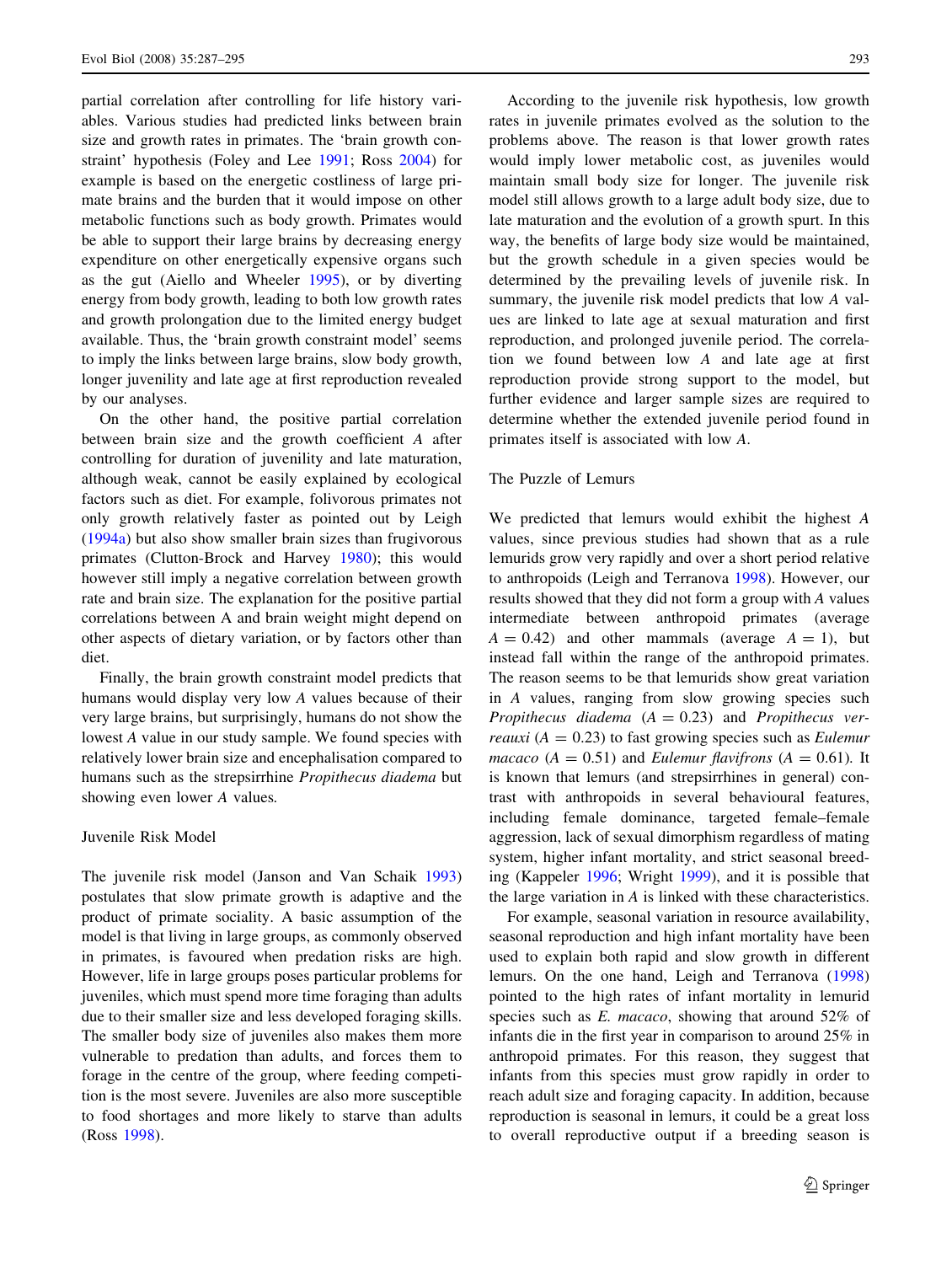partial correlation after controlling for life history variables. Various studies had predicted links between brain size and growth rates in primates. The 'brain growth constraint' hypothesis (Foley and Lee 1991; Ross 2004) for example is based on the energetic costliness of large primate brains and the burden that it would impose on other metabolic functions such as body growth. Primates would be able to support their large brains by decreasing energy expenditure on other energetically expensive organs such as the gut (Aiello and Wheeler 1995), or by diverting energy from body growth, leading to both low growth rates and growth prolongation due to the limited energy budget available. Thus, the 'brain growth constraint model' seems to imply the links between large brains, slow body growth, longer juvenility and late age at first reproduction revealed by our analyses.

On the other hand, the positive partial correlation between brain size and the growth coefficient $A$ after controlling for duration of juvenility and late maturation, although weak, cannot be easily explained by ecological factors such as diet. For example, folivorous primates not only growth relatively faster as pointed out by Leigh (1994a) but also show smaller brain sizes than frugivorous primates (Clutton-Brock and Harvey 1980); this would however still imply a negative correlation between growth rate and brain size. The explanation for the positive partial correlations between A and brain weight might depend on other aspects of dietary variation, or by factors other than diet.

Finally, the brain growth constraint model predicts that humans would display very low $A$ values because of their very large brains, but surprisingly, humans do not show the lowest $A$ value in our study sample. We found species with relatively lower brain size and encephalisation compared to humans such as the strepsirrhine *Propithecus diadema* but showing even lower $A$ values.

## Juvenile Risk Model

The juvenile risk model (Janson and Van Schaik 1993) postulates that slow primate growth is adaptive and the product of primate sociality. A basic assumption of the model is that living in large groups, as commonly observed in primates, is favoured when predation risks are high. However, life in large groups poses particular problems for juveniles, which must spend more time foraging than adults due to their smaller size and less developed foraging skills. The smaller body size of juveniles also makes them more vulnerable to predation than adults, and forces them to forage in the centre of the group, where feeding competition is the most severe. Juveniles are also more susceptible to food shortages and more likely to starve than adults (Ross 1998).

According to the juvenile risk hypothesis, low growth rates in juvenile primates evolved as the solution to the problems above. The reason is that lower growth rates would imply lower metabolic cost, as juveniles would maintain small body size for longer. The juvenile risk model still allows growth to a large adult body size, due to late maturation and the evolution of a growth spurt. In this way, the benefits of large body size would be maintained, but the growth schedule in a given species would be determined by the prevailing levels of juvenile risk. In summary, the juvenile risk model predicts that low $A$ values are linked to late age at sexual maturation and first reproduction, and prolonged juvenile period. The correlation we found between low $A$ and late age at first reproduction provide strong support to the model, but further evidence and larger sample sizes are required to determine whether the extended juvenile period found in primates itself is associated with low $A$.

## The Puzzle of Lemurs

We predicted that lemurs would exhibit the highest $A$ values, since previous studies had shown that as a rule lemurids grow very rapidly and over a short period relative to anthropoids (Leigh and Terranova 1998). However, our results showed that they did not form a group with $A$ values intermediate between anthropoid primates (average $A = 0.42$) and other mammals (average $A = 1$), but instead fall within the range of the anthropoid primates. The reason seems to be that lemurids show great variation in $A$ values, ranging from slow growing species such *Propithecus diadema* ($A = 0.23$) and *Propithecus verreauxi* ($A = 0.23$) to fast growing species such as *Eulemur macaco* ($A = 0.51$) and *Eulemur flavifrons* ($A = 0.61$). It is known that lemurs (and strepsirrhines in general) contrast with anthropoids in several behavioural features, including female dominance, targeted female–female aggression, lack of sexual dimorphism regardless of mating system, higher infant mortality, and strict seasonal breeding (Kappeler 1996; Wright 1999), and it is possible that the large variation in $A$ is linked with these characteristics.

For example, seasonal variation in resource availability, seasonal reproduction and high infant mortality have been used to explain both rapid and slow growth in different lemurs. On the one hand, Leigh and Terranova (1998) pointed to the high rates of infant mortality in lemurid species such as *E. macaco*, showing that around 52% of infants die in the first year in comparison to around 25% in anthropoid primates. For this reason, they suggest that infants from this species must grow rapidly in order to reach adult size and foraging capacity. In addition, because reproduction is seasonal in lemurs, it could be a great loss to overall reproductive output if a breeding season is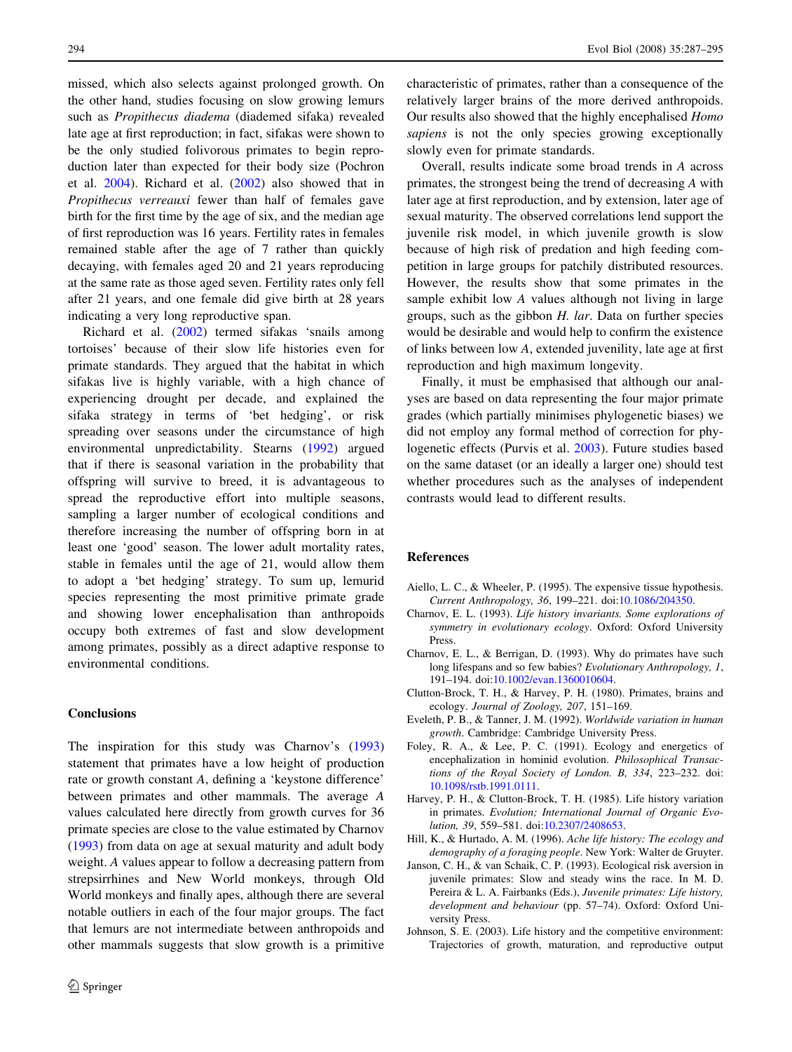missed, which also selects against prolonged growth. On the other hand, studies focusing on slow growing lemurs such as *Propithecus diadema* (diademed sifaka) revealed late age at first reproduction; in fact, sifakas were shown to be the only studied folivorous primates to begin reproduction later than expected for their body size (Pochron et al. 2004). Richard et al. (2002) also showed that in *Propithecus verreauxi* fewer than half of females gave birth for the first time by the age of six, and the median age of first reproduction was 16 years. Fertility rates in females remained stable after the age of 7 rather than quickly decaying, with females aged 20 and 21 years reproducing at the same rate as those aged seven. Fertility rates only fell after 21 years, and one female did give birth at 28 years indicating a very long reproductive span.

Richard et al. (2002) termed sifakas 'snails among tortoises' because of their slow life histories even for primate standards. They argued that the habitat in which sifakas live is highly variable, with a high chance of experiencing drought per decade, and explained the sifaka strategy in terms of 'bet hedging', or risk spreading over seasons under the circumstance of high environmental unpredictability. Stearns (1992) argued that if there is seasonal variation in the probability that offspring will survive to breed, it is advantageous to spread the reproductive effort into multiple seasons, sampling a larger number of ecological conditions and therefore increasing the number of offspring born in at least one 'good' season. The lower adult mortality rates, stable in females until the age of 21, would allow them to adopt a 'bet hedging' strategy. To sum up, lemurid species representing the most primitive primate grade and showing lower encephalisation than anthropoids occupy both extremes of fast and slow development among primates, possibly as a direct adaptive response to environmental conditions.

## Conclusions

The inspiration for this study was Charnov's (1993) statement that primates have a low height of production rate or growth constant *A*, defining a 'keystone difference' between primates and other mammals. The average *A* values calculated here directly from growth curves for 36 primate species are close to the value estimated by Charnov (1993) from data on age at sexual maturity and adult body weight. *A* values appear to follow a decreasing pattern from strepsirrhines and New World monkeys, through Old World monkeys and finally apes, although there are several notable outliers in each of the four major groups. The fact that lemurs are not intermediate between anthropoids and other mammals suggests that slow growth is a primitive characteristic of primates, rather than a consequence of the relatively larger brains of the more derived anthropoids. Our results also showed that the highly encephalised *Homo sapiens* is not the only species growing exceptionally slowly even for primate standards.

Overall, results indicate some broad trends in *A* across primates, the strongest being the trend of decreasing *A* with later age at first reproduction, and by extension, later age of sexual maturity. The observed correlations lend support the juvenile risk model, in which juvenile growth is slow because of high risk of predation and high feeding competition in large groups for patchily distributed resources. However, the results show that some primates in the sample exhibit low *A* values although not living in large groups, such as the gibbon *H. lar*. Data on further species would be desirable and would help to confirm the existence of links between low *A*, extended juvenility, late age at first reproduction and high maximum longevity.

Finally, it must be emphasised that although our analyses are based on data representing the four major primate grades (which partially minimises phylogenetic biases) we did not employ any formal method of correction for phylogenetic effects (Purvis et al. 2003). Future studies based on the same dataset (or an ideally a larger one) should test whether procedures such as the analyses of independent contrasts would lead to different results.

## References

Aiello, L. C., & Wheeler, P. (1995). The expensive tissue hypothesis. *Current Anthropology, 36*, 199–221. doi:10.1086/204350.

Charnov, E. L. (1993). *Life history invariants. Some explorations of symmetry in evolutionary ecology*. Oxford: Oxford University Press.

Charnov, E. L., & Berrigan, D. (1993). Why do primates have such long lifespans and so few babies? *Evolutionary Anthropology, 1*, 191–194. doi:10.1002/evan.1360010604.

Clutton-Brock, T. H., & Harvey, P. H. (1980). Primates, brains and ecology. *Journal of Zoology, 207*, 151–169.

Eveleth, P. B., & Tanner, J. M. (1992). *Worldwide variation in human growth*. Cambridge: Cambridge University Press.

Foley, R. A., & Lee, P. C. (1991). Ecology and energetics of encephalization in hominid evolution. *Philosophical Transactions of the Royal Society of London. B, 334*, 223–232. doi:10.1098/rstb.1991.0111.

Harvey, P. H., & Clutton-Brock, T. H. (1985). Life history variation in primates. *Evolution; International Journal of Organic Evolution, 39*, 559–581. doi:10.2307/2408653.

Hill, K., & Hurtado, A. M. (1996). *Ache life history: The ecology and demography of a foraging people*. New York: Walter de Gruyter.

Janson, C. H., & van Schaik, C. P. (1993). Ecological risk aversion in juvenile primates: Slow and steady wins the race. In M. D. Pereira & L. A. Fairbanks (Eds.), *Juvenile primates: Life history, development and behaviour* (pp. 57–74). Oxford: Oxford University Press.

Johnson, S. E. (2003). Life history and the competitive environment: Trajectories of growth, maturation, and reproductive output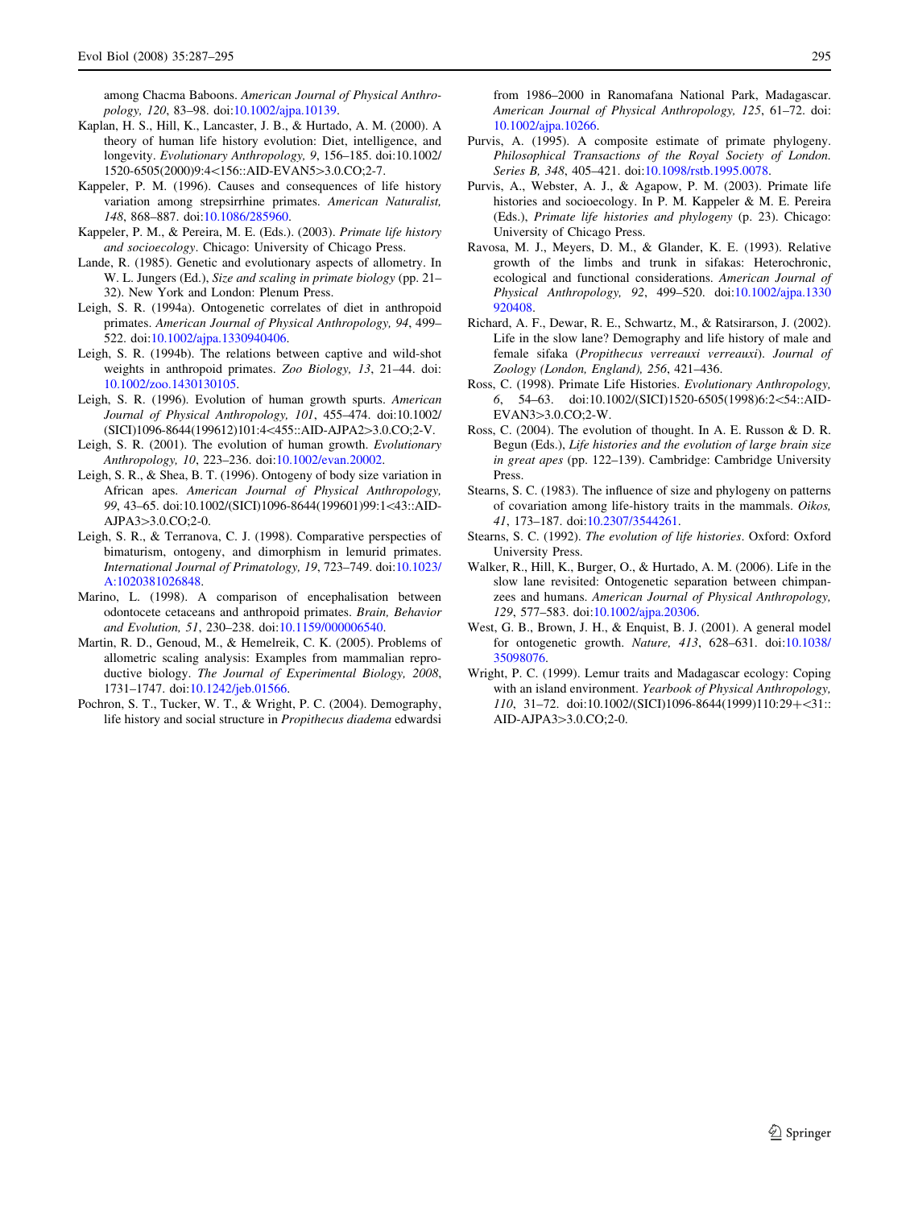among Chacma Baboons. *American Journal of Physical Anthropology, 120*, 83–98. doi:10.1002/ajpa.10139.

Kaplan, H. S., Hill, K., Lancaster, J. B., & Hurtado, A. M. (2000). A theory of human life history evolution: Diet, intelligence, and longevity. *Evolutionary Anthropology, 9*, 156–185. doi:10.1002/1520-6505(2000)9:4<156::AID-EVAN5>3.0.CO;2-7.

Kappeler, P. M. (1996). Causes and consequences of life history variation among strepsirrhine primates. *American Naturalist, 148*, 868–887. doi:10.1086/285960.

Kappeler, P. M., & Pereira, M. E. (Eds.). (2003). *Primate life history and socioecology*. Chicago: University of Chicago Press.

Lande, R. (1985). Genetic and evolutionary aspects of allometry. In W. L. Jungers (Ed.), *Size and scaling in primate biology* (pp. 21–32). New York and London: Plenum Press.

Leigh, S. R. (1994a). Ontogenetic correlates of diet in anthropoid primates. *American Journal of Physical Anthropology, 94*, 499–522. doi:10.1002/ajpa.1330940406.

Leigh, S. R. (1994b). The relations between captive and wild-shot weights in anthropoid primates. *Zoo Biology, 13*, 21–44. doi:10.1002/zoo.1430130105.

Leigh, S. R. (1996). Evolution of human growth spurts. *American Journal of Physical Anthropology, 101*, 455–474. doi:10.1002/(SICI)1096-8644(199612)101:4<455::AID-AJPA2>3.0.CO;2-V.

Leigh, S. R. (2001). The evolution of human growth. *Evolutionary Anthropology, 10*, 223–236. doi:10.1002/evan.20002.

Leigh, S. R., & Shea, B. T. (1996). Ontogeny of body size variation in African apes. *American Journal of Physical Anthropology, 99*, 43–65. doi:10.1002/(SICI)1096-8644(199601)99:1<43::AID-AJPA3>3.0.CO;2-0.

Leigh, S. R., & Terranova, C. J. (1998). Comparative perspectives of bimaturism, ontogeny, and dimorphism in lemurid primates. *International Journal of Primatology, 19*, 723–749. doi:10.1023/A:1020381026848.

Marino, L. (1998). A comparison of encephalisation between odontocete cetaceans and anthropoid primates. *Brain, Behavior and Evolution, 51*, 230–238. doi:10.1159/000006540.

Martin, R. D., Genoud, M., & Hemelreik, C. K. (2005). Problems of allometric scaling analysis: Examples from mammalian reproductive biology. *The Journal of Experimental Biology, 2008*, 1731–1747. doi:10.1242/jeb.01566.

Pochron, S. T., Tucker, W. T., & Wright, P. C. (2004). Demography, life history and social structure in *Propithecus diadema* edwardsi from 1986–2000 in Ranomafana National Park, Madagascar. *American Journal of Physical Anthropology, 125*, 61–72. doi:10.1002/ajpa.10266.

Purvis, A. (1995). A composite estimate of primate phylogeny. *Philosophical Transactions of the Royal Society of London. Series B, 348*, 405–421. doi:10.1098/rstb.1995.0078.

Purvis, A., Webster, A. J., & Agapow, P. M. (2003). Primate life histories and socioecology. In P. M. Kappeler & M. E. Pereira (Eds.), *Primate life histories and phylogeny* (p. 23). Chicago: University of Chicago Press.

Ravosa, M. J., Meyers, D. M., & Glander, K. E. (1993). Relative growth of the limbs and trunk in sifakas: Heterochronic, ecological and functional considerations. *American Journal of Physical Anthropology, 92*, 499–520. doi:10.1002/ajpa.1330920408.

Richard, A. F., Dewar, R. E., Schwartz, M., & Ratsirarson, J. (2002). Life in the slow lane? Demography and life history of male and female sifaka (*Propithecus verreauxi verreauxi*). *Journal of Zoology (London, England), 256*, 421–436.

Ross, C. (1998). Primate Life Histories. *Evolutionary Anthropology, 6*, 54–63. doi:10.1002/(SICI)1520-6505(1998)6:2<54::AID-EVAN3>3.0.CO;2-W.

Ross, C. (2004). The evolution of thought. In A. E. Russon & D. R. Begun (Eds.), *Life histories and the evolution of large brain size in great apes* (pp. 122–139). Cambridge: Cambridge University Press.

Stearns, S. C. (1983). The influence of size and phylogeny on patterns of covariation among life-history traits in the mammals. *Oikos, 41*, 173–187. doi:10.2307/3544261.

Stearns, S. C. (1992). *The evolution of life histories*. Oxford: Oxford University Press.

Walker, R., Hill, K., Burger, O., & Hurtado, A. M. (2006). Life in the slow lane revisited: Ontogenetic separation between chimpanzees and humans. *American Journal of Physical Anthropology, 129*, 577–583. doi:10.1002/ajpa.20306.

West, G. B., Brown, J. H., & Enquist, B. J. (2001). A general model for ontogenetic growth. *Nature, 413*, 628–631. doi:10.1038/35098076.

Wright, P. C. (1999). Lemur traits and Madagascar ecology: Coping with an island environment. *Yearbook of Physical Anthropology, 110*, 31–72. doi:10.1002/(SICI)1096-8644(1999)110:29+<31::AID-AJPA3>3.0.CO;2-0.